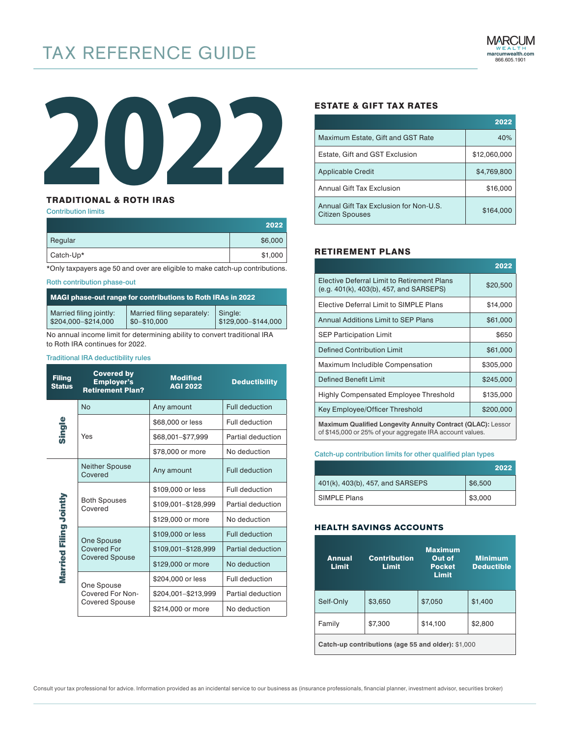# TAX REFERENCE GUIDE

MARCUM WEALTH
marcumwealth.com
866.605.1901

# 2022

## TRADITIONAL & ROTH IRAS

Contribution limits

| | 2022 |
|---|---|
| Regular | $6,000 |
| Catch-Up* | $1,000 |

*Only taxpayers age 50 and over are eligible to make catch-up contributions.

Roth contribution phase-out

| MAGI phase-out range for contributions to Roth IRAs in 2022 | | |
|---|---|---|
| Married filing jointly: $204,000–$214,000 | Married filing separately: $0–$10,000 | Single: $129,000–$144,000 |

No annual income limit for determining ability to convert traditional IRA to Roth IRA continues for 2022.

Traditional IRA deductibility rules

| Filing Status | Covered by Employer's Retirement Plan? | Modified AGI 2022 | Deductibility |
|---|---|---|---|
| Single | No | Any amount | Full deduction |
| | Yes | $68,000 or less | Full deduction |
| | | $68,001–$77,999 | Partial deduction |
| | | $78,000 or more | No deduction |
| Married Filing Jointly | Neither Spouse Covered | Any amount | Full deduction |
| | Both Spouses Covered | $109,000 or less | Full deduction |
| | | $109,001–$128,999 | Partial deduction |
| | | $129,000 or more | No deduction |
| | One Spouse Covered For Covered Spouse | $109,000 or less | Full deduction |
| | | $109,001–$128,999 | Partial deduction |
| | | $129,000 or more | No deduction |
| | One Spouse Covered For Non-Covered Spouse | $204,000 or less | Full deduction |
| | | $204,001–$213,999 | Partial deduction |
| | | $214,000 or more | No deduction |

## ESTATE & GIFT TAX RATES

| | 2022 |
|---|---|
| Maximum Estate, Gift and GST Rate | 40% |
| Estate, Gift and GST Exclusion | $12,060,000 |
| Applicable Credit | $4,769,800 |
| Annual Gift Tax Exclusion | $16,000 |
| Annual Gift Tax Exclusion for Non-U.S. Citizen Spouses | $164,000 |

## RETIREMENT PLANS

| | 2022 |
|---|---|
| Elective Deferral Limit to Retirement Plans (e.g. 401(k), 403(b), 457, and SARSEPS) | $20,500 |
| Elective Deferral Limit to SIMPLE Plans | $14,000 |
| Annual Additions Limit to SEP Plans | $61,000 |
| SEP Participation Limit | $650 |
| Defined Contribution Limit | $61,000 |
| Maximum Includible Compensation | $305,000 |
| Defined Benefit Limit | $245,000 |
| Highly Compensated Employee Threshold | $135,000 |
| Key Employee/Officer Threshold | $200,000 |
| **Maximum Qualified Longevity Annuity Contract (QLAC):** Lessor of $145,000 or 25% of your aggregate IRA account values. | |

Catch-up contribution limits for other qualified plan types

| | 2022 |
|---|---|
| 401(k), 403(b), 457, and SARSEPS | $6,500 |
| SIMPLE Plans | $3,000 |

## HEALTH SAVINGS ACCOUNTS

| Annual Limit | Contribution Limit | Maximum Out of Pocket Limit | Minimum Deductible |
|---|---|---|---|
| Self-Only | $3,650 | $7,050 | $1,400 |
| Family | $7,300 | $14,100 | $2,800 |
| **Catch-up contributions (age 55 and older):** $1,000 | | | |

Consult your tax professional for advice. Information provided as an incidental service to our business as (insurance professionals, financial planner, investment advisor, securities broker)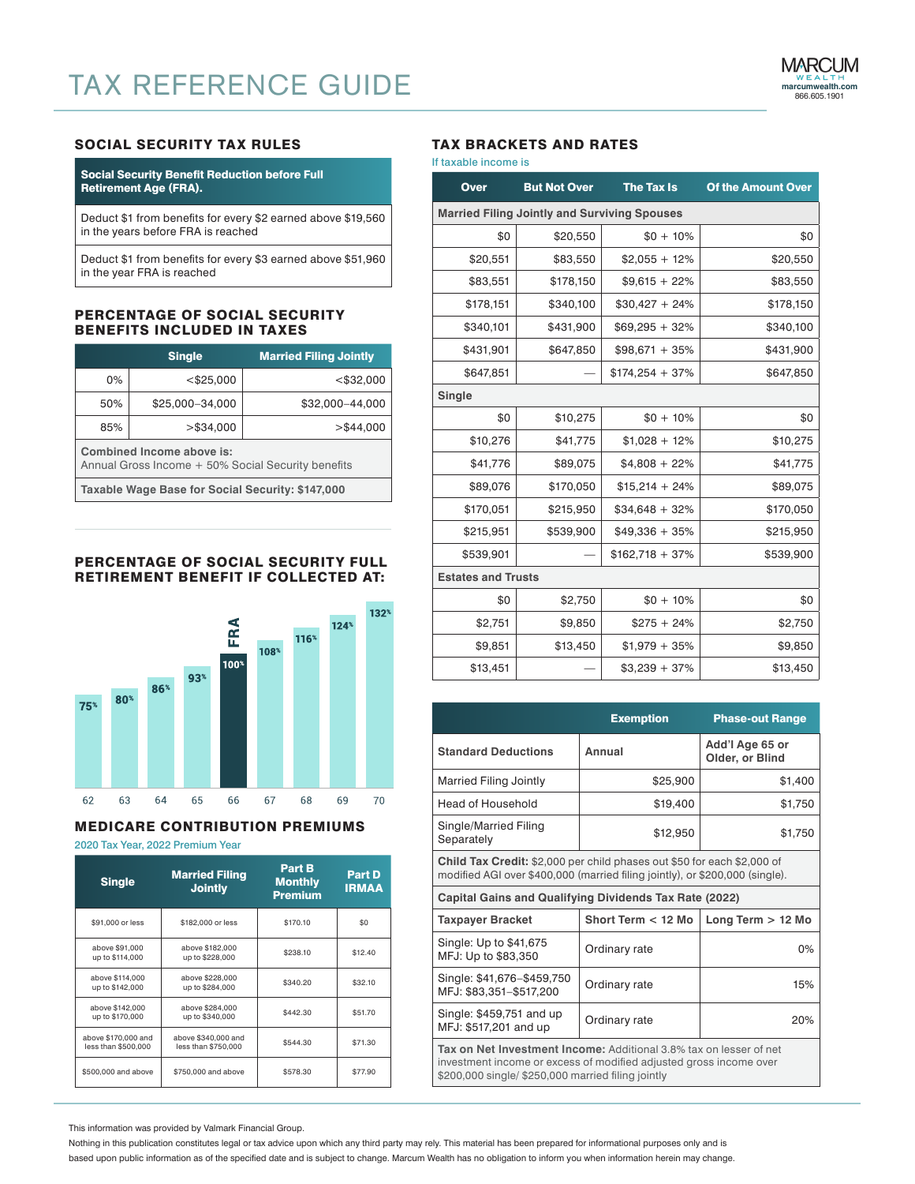# TAX REFERENCE GUIDE

MARCUM WEALTH
marcumwealth.com
866.605.1901

## SOCIAL SECURITY TAX RULES

| Social Security Benefit Reduction before Full Retirement Age (FRA). |
|---|
| Deduct $1 from benefits for every $2 earned above $19,560 in the years before FRA is reached |
| Deduct $1 from benefits for every $3 earned above $51,960 in the year FRA is reached |

## PERCENTAGE OF SOCIAL SECURITY BENEFITS INCLUDED IN TAXES

| | Single | Married Filing Jointly |
|---|---|---|
| 0% | <$25,000 | <$32,000 |
| 50% | $25,000–34,000 | $32,000–44,000 |
| 85% | >$34,000 | >$44,000 |
| **Combined Income above is:** Annual Gross Income + 50% Social Security benefits | | |
| **Taxable Wage Base for Social Security: $147,000** | | |

## PERCENTAGE OF SOCIAL SECURITY FULL RETIREMENT BENEFIT IF COLLECTED AT:

75% 80% 86% 93% 100% 108% 116% 124% 132%

FRA

62 63 64 65 66 67 68 69 70

## MEDICARE CONTRIBUTION PREMIUMS

2020 Tax Year, 2022 Premium Year

| Single | Married Filing Jointly | Part B Monthly Premium | Part D IRMAA |
|---|---|---|---|
| $91,000 or less | $182,000 or less | $170.10 | $0 |
| above $91,000 up to $114,000 | above $182,000 up to $228,000 | $238.10 | $12.40 |
| above $114,000 up to $142,000 | above $228,000 up to $284,000 | $340.20 | $32.10 |
| above $142,000 up to $170,000 | above $284,000 up to $340,000 | $442.30 | $51.70 |
| above $170,000 and less than $500,000 | above $340,000 and less than $750,000 | $544.30 | $71.30 |
| $500,000 and above | $750,000 and above | $578.30 | $77.90 |

## TAX BRACKETS AND RATES

If taxable income is

| Over | But Not Over | The Tax Is | Of the Amount Over |
|---|---|---|---|
| **Married Filing Jointly and Surviving Spouses** | | | |
| $0 | $20,550 | $0 + 10% | $0 |
| $20,551 | $83,550 | $2,055 + 12% | $20,550 |
| $83,551 | $178,150 | $9,615 + 22% | $83,550 |
| $178,151 | $340,100 | $30,427 + 24% | $178,150 |
| $340,101 | $431,900 | $69,295 + 32% | $340,100 |
| $431,901 | $647,850 | $98,671 + 35% | $431,900 |
| $647,851 | — | $174,254 + 37% | $647,850 |
| **Single** | | | |
| $0 | $10,275 | $0 + 10% | $0 |
| $10,276 | $41,775 | $1,028 + 12% | $10,275 |
| $41,776 | $89,075 | $4,808 + 22% | $41,775 |
| $89,076 | $170,050 | $15,214 + 24% | $89,075 |
| $170,051 | $215,950 | $34,648 + 32% | $170,050 |
| $215,951 | $539,900 | $49,336 + 35% | $215,950 |
| $539,901 | — | $162,718 + 37% | $539,900 |
| **Estates and Trusts** | | | |
| $0 | $2,750 | $0 + 10% | $0 |
| $2,751 | $9,850 | $275 + 24% | $2,750 |
| $9,851 | $13,450 | $1,979 + 35% | $9,850 |
| $13,451 | — | $3,239 + 37% | $13,450 |

| | Exemption | Phase-out Range |
|---|---|---|
| **Standard Deductions** | Annual | Add'l Age 65 or Older, or Blind |
| Married Filing Jointly | $25,900 | $1,400 |
| Head of Household | $19,400 | $1,750 |
| Single/Married Filing Separately | $12,950 | $1,750 |
| **Child Tax Credit:** $2,000 per child phases out $50 for each $2,000 of modified AGI over $400,000 (married filing jointly), or $200,000 (single). | | |
| **Capital Gains and Qualifying Dividends Tax Rate (2022)** | | |
| **Taxpayer Bracket** | **Short Term < 12 Mo** | **Long Term > 12 Mo** |
| Single: Up to $41,675<br>MFJ: Up to $83,350 | Ordinary rate | 0% |
| Single: $41,676–$459,750<br>MFJ: $83,351–$517,200 | Ordinary rate | 15% |
| Single: $459,751 and up<br>MFJ: $517,201 and up | Ordinary rate | 20% |
| **Tax on Net Investment Income:** Additional 3.8% tax on lesser of net investment income or excess of modified adjusted gross income over $200,000 single/ $250,000 married filing jointly | | |

This information was provided by Valmark Financial Group.

Nothing in this publication constitutes legal or tax advice upon which any third party may rely. This material has been prepared for informational purposes only and is based upon public information as of the specified date and is subject to change. Marcum Wealth has no obligation to inform you when information herein may change.